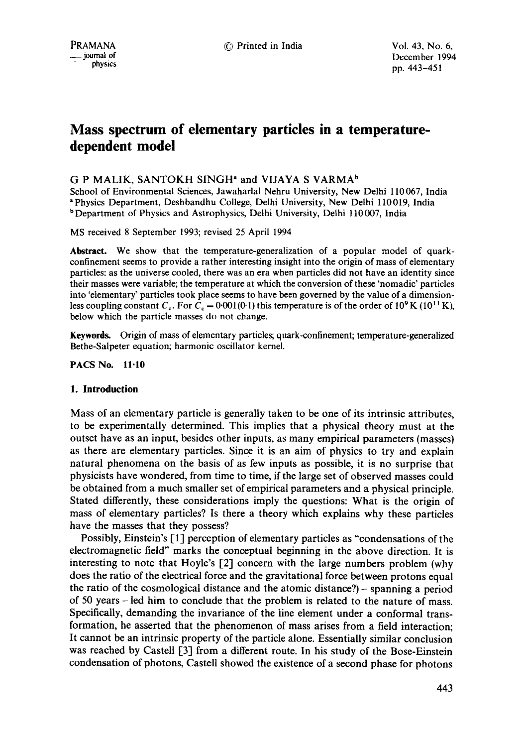# Mass spectrum of elementary particles in a temperature-dependent model

G P MALIK, SANTOKH SINGH[a] and VIJAYA S VARMA[b]

School of Environmental Sciences, Jawaharlal Nehru University, New Delhi 110067, India
[a] Physics Department, Deshbandhu College, Delhi University, New Delhi 110019, India
[b] Department of Physics and Astrophysics, Delhi University, Delhi 110007, India

MS received 8 September 1993; revised 25 April 1994

**Abstract.** We show that the temperature-generalization of a popular model of quark-confinement seems to provide a rather interesting insight into the origin of mass of elementary particles: as the universe cooled, there was an era when particles did not have an identity since their masses were variable; the temperature at which the conversion of these 'nomadic' particles into 'elementary' particles took place seems to have been governed by the value of a dimensionless coupling constant $C_c$. For $C_c = 0{\cdot}001(0{\cdot}1)$ this temperature is of the order of $10^9$ K ($10^{11}$ K), below which the particle masses do not change.

**Keywords.** Origin of mass of elementary particles; quark-confinement; temperature-generalized Bethe-Salpeter equation; harmonic oscillator kernel.

**PACS No. 11·10**

## 1. Introduction

Mass of an elementary particle is generally taken to be one of its intrinsic attributes, to be experimentally determined. This implies that a physical theory must at the outset have as an input, besides other inputs, as many empirical parameters (masses) as there are elementary particles. Since it is an aim of physics to try and explain natural phenomena on the basis of as few inputs as possible, it is no surprise that physicists have wondered, from time to time, if the large set of observed masses could be obtained from a much smaller set of empirical parameters and a physical principle. Stated differently, these considerations imply the questions: What is the origin of mass of elementary particles? Is there a theory which explains why these particles have the masses that they possess?

Possibly, Einstein's [1] perception of elementary particles as "condensations of the electromagnetic field" marks the conceptual beginning in the above direction. It is interesting to note that Hoyle's [2] concern with the large numbers problem (why does the ratio of the electrical force and the gravitational force between protons equal the ratio of the cosmological distance and the atomic distance?) – spanning a period of 50 years – led him to conclude that the problem is related to the nature of mass. Specifically, demanding the invariance of the line element under a conformal transformation, he asserted that the phenomenon of mass arises from a field interaction; It cannot be an intrinsic property of the particle alone. Essentially similar conclusion was reached by Castell [3] from a different route. In his study of the Bose-Einstein condensation of photons, Castell showed the existence of a second phase for photons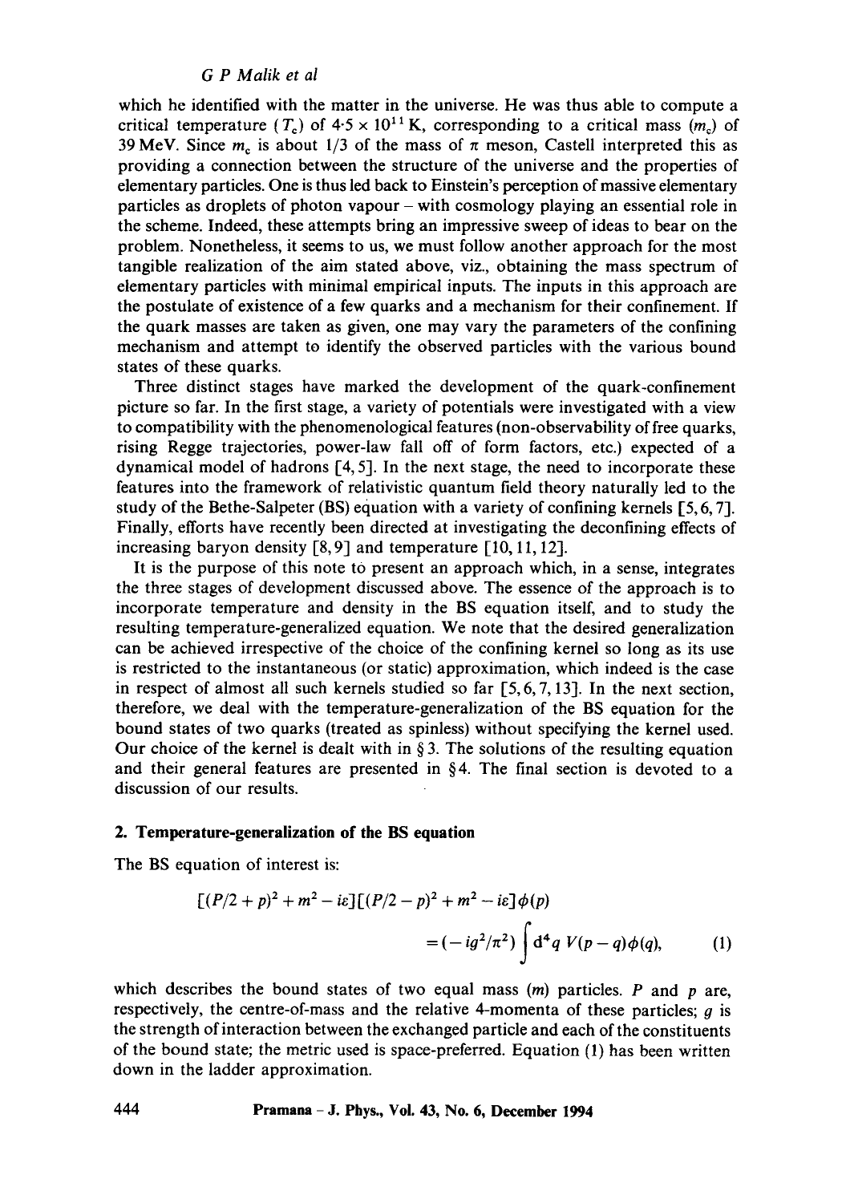which he identified with the matter in the universe. He was thus able to compute a critical temperature ($T_c$) of $4{\cdot}5 \times 10^{11}$ K, corresponding to a critical mass ($m_c$) of 39 MeV. Since $m_c$ is about 1/3 of the mass of $\pi$ meson, Castell interpreted this as providing a connection between the structure of the universe and the properties of elementary particles. One is thus led back to Einstein's perception of massive elementary particles as droplets of photon vapour – with cosmology playing an essential role in the scheme. Indeed, these attempts bring an impressive sweep of ideas to bear on the problem. Nonetheless, it seems to us, we must follow another approach for the most tangible realization of the aim stated above, viz., obtaining the mass spectrum of elementary particles with minimal empirical inputs. The inputs in this approach are the postulate of existence of a few quarks and a mechanism for their confinement. If the quark masses are taken as given, one may vary the parameters of the confining mechanism and attempt to identify the observed particles with the various bound states of these quarks.

Three distinct stages have marked the development of the quark-confinement picture so far. In the first stage, a variety of potentials were investigated with a view to compatibility with the phenomenological features (non-observability of free quarks, rising Regge trajectories, power-law fall off of form factors, etc.) expected of a dynamical model of hadrons [4, 5]. In the next stage, the need to incorporate these features into the framework of relativistic quantum field theory naturally led to the study of the Bethe-Salpeter (BS) equation with a variety of confining kernels [5, 6, 7]. Finally, efforts have recently been directed at investigating the deconfining effects of increasing baryon density [8, 9] and temperature [10, 11, 12].

It is the purpose of this note to present an approach which, in a sense, integrates the three stages of development discussed above. The essence of the approach is to incorporate temperature and density in the BS equation itself, and to study the resulting temperature-generalized equation. We note that the desired generalization can be achieved irrespective of the choice of the confining kernel so long as its use is restricted to the instantaneous (or static) approximation, which indeed is the case in respect of almost all such kernels studied so far [5, 6, 7, 13]. In the next section, therefore, we deal with the temperature-generalization of the BS equation for the bound states of two quarks (treated as spinless) without specifying the kernel used. Our choice of the kernel is dealt with in § 3. The solutions of the resulting equation and their general features are presented in § 4. The final section is devoted to a discussion of our results.

## 2. Temperature-generalization of the BS equation

The BS equation of interest is:

$$[(P/2 + p)^2 + m^2 - i\varepsilon][(P/2 - p)^2 + m^2 - i\varepsilon]\phi(p) = (-ig^2/\pi^2)\int \mathrm{d}^4 q \; V(p-q)\phi(q), \qquad (1)$$

which describes the bound states of two equal mass ($m$) particles. $P$ and $p$ are, respectively, the centre-of-mass and the relative 4-momenta of these particles; $g$ is the strength of interaction between the exchanged particle and each of the constituents of the bound state; the metric used is space-preferred. Equation (1) has been written down in the ladder approximation.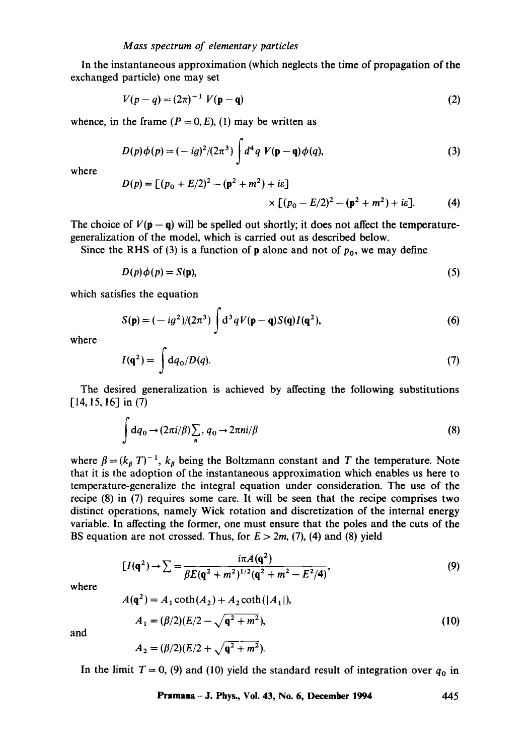In the instantaneous approximation (which neglects the time of propagation of the exchanged particle) one may set

$$V(p-q) = (2\pi)^{-1} V(\mathbf{p}-\mathbf{q}) \tag{2}$$

whence, in the frame $(P = 0, E)$, (1) may be written as

$$D(p)\phi(p) = (-ig)^2/(2\pi^3) \int d^4q \, V(\mathbf{p}-\mathbf{q})\phi(q), \tag{3}$$

where

$$D(p) = [(p_0 + E/2)^2 - (\mathbf{p}^2 + m^2) + i\varepsilon] \times [(p_0 - E/2)^2 - (\mathbf{p}^2 + m^2) + i\varepsilon]. \tag{4}$$

The choice of $V(\mathbf{p}-\mathbf{q})$ will be spelled out shortly; it does not affect the temperature-generalization of the model, which is carried out as described below.

Since the RHS of (3) is a function of $\mathbf{p}$ alone and not of $p_0$, we may define

$$D(p)\phi(p) = S(\mathbf{p}), \tag{5}$$

which satisfies the equation

$$S(\mathbf{p}) = (-ig^2)/(2\pi^3) \int d^3q V(\mathbf{p}-\mathbf{q}) S(\mathbf{q}) I(\mathbf{q}^2), \tag{6}$$

where

$$I(\mathbf{q}^2) = \int dq_0 / D(q). \tag{7}$$

The desired generalization is achieved by affecting the following substitutions [14, 15, 16] in (7)

$$\int dq_0 \to (2\pi i/\beta) \sum_n, \; q_0 \to 2\pi n i/\beta \tag{8}$$

where $\beta = (k_\beta T)^{-1}$, $k_\beta$ being the Boltzmann constant and $T$ the temperature. Note that it is the adoption of the instantaneous approximation which enables us here to temperature-generalize the integral equation under consideration. The use of the recipe (8) in (7) requires some care. It will be seen that the recipe comprises two distinct operations, namely Wick rotation and discretization of the internal energy variable. In affecting the former, one must ensure that the poles and the cuts of the BS equation are not crossed. Thus, for $E > 2m$, (7), (4) and (8) yield

$$[I(\mathbf{q}^2) \to \sum = \frac{i\pi A(\mathbf{q}^2)}{\beta E(\mathbf{q}^2 + m^2)^{1/2}(\mathbf{q}^2 + m^2 - E^2/4)}, \tag{9}$$

where

$$A(\mathbf{q}^2) = A_1 \coth(A_2) + A_2 \coth(|A_1|),$$

$$A_1 = (\beta/2)(E/2 - \sqrt{\mathbf{q}^2 + m^2}), \tag{10}$$

and

$$A_2 = (\beta/2)(E/2 + \sqrt{\mathbf{q}^2 + m^2}).$$

In the limit $T = 0$, (9) and (10) yield the standard result of integration over $q_0$ in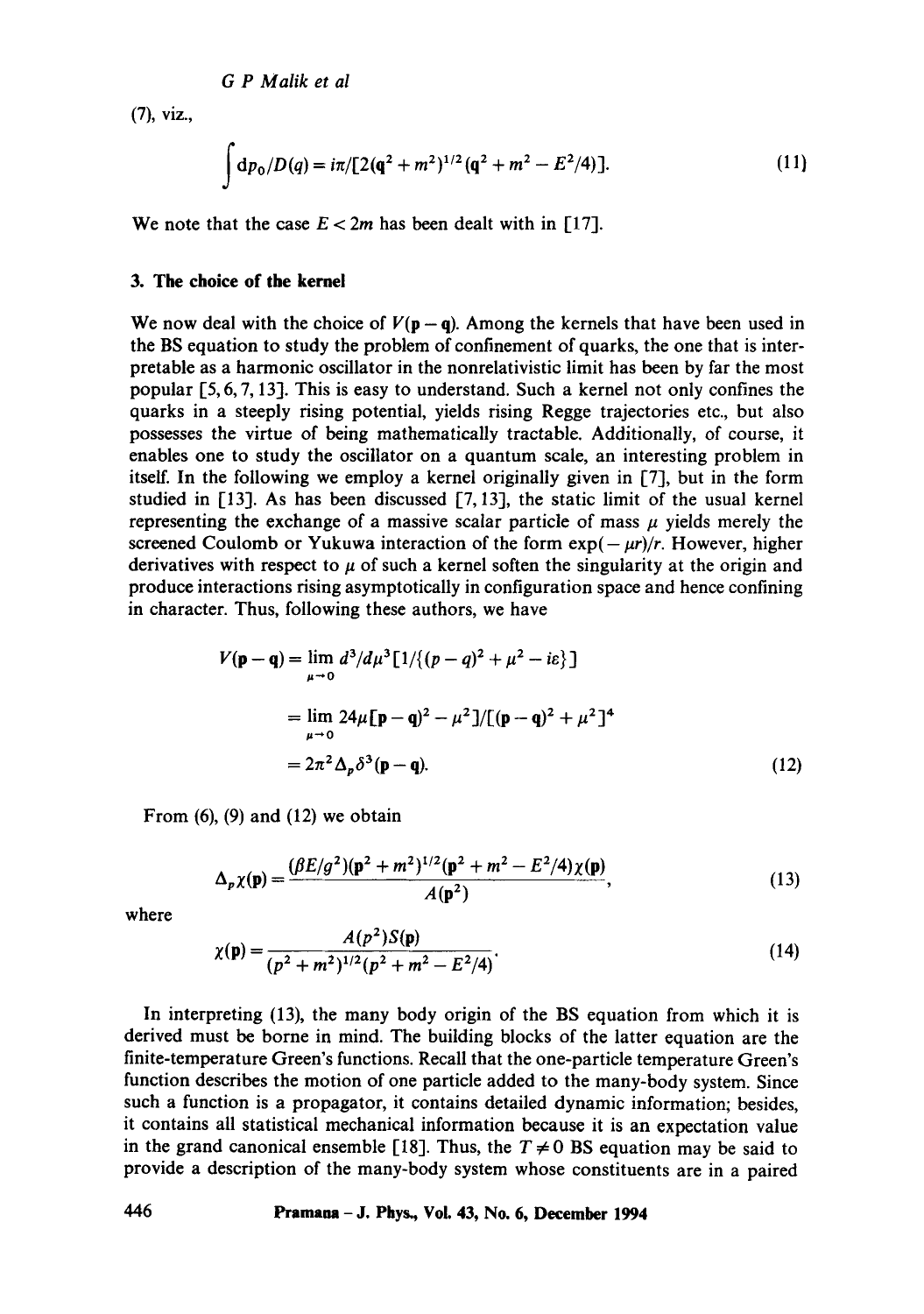(7), viz.,

$$\int \mathrm{d}p_0/D(q) = i\pi/[2(\mathbf{q}^2+m^2)^{1/2}(\mathbf{q}^2+m^2-E^2/4)]. \tag{11}$$

We note that the case $E < 2m$ has been dealt with in [17].

## 3. The choice of the kernel

We now deal with the choice of $V(\mathbf{p}-\mathbf{q})$. Among the kernels that have been used in the BS equation to study the problem of confinement of quarks, the one that is interpretable as a harmonic oscillator in the nonrelativistic limit has been by far the most popular [5, 6, 7, 13]. This is easy to understand. Such a kernel not only confines the quarks in a steeply rising potential, yields rising Regge trajectories etc., but also possesses the virtue of being mathematically tractable. Additionally, of course, it enables one to study the oscillator on a quantum scale, an interesting problem in itself. In the following we employ a kernel originally given in [7], but in the form studied in [13]. As has been discussed [7, 13], the static limit of the usual kernel representing the exchange of a massive scalar particle of mass $\mu$ yields merely the screened Coulomb or Yukuwa interaction of the form $\exp(-\mu r)/r$. However, higher derivatives with respect to $\mu$ of such a kernel soften the singularity at the origin and produce interactions rising asymptotically in configuration space and hence confining in character. Thus, following these authors, we have

$$\begin{aligned} V(\mathbf{p}-\mathbf{q}) &= \lim_{\mu\to 0} d^3/d\mu^3[1/\{(p-q)^2+\mu^2-i\varepsilon\}] \\ &= \lim_{\mu\to 0} 24\mu[\mathbf{p}-\mathbf{q})^2-\mu^2]/[(\mathbf{p}-\mathbf{q})^2+\mu^2]^4 \\ &= 2\pi^2\Delta_p\delta^3(\mathbf{p}-\mathbf{q}). \end{aligned} \tag{12}$$

From (6), (9) and (12) we obtain

$$\Delta_p\chi(\mathbf{p}) = \frac{(\beta E/g^2)(\mathbf{p}^2+m^2)^{1/2}(\mathbf{p}^2+m^2-E^2/4)\chi(\mathbf{p})}{A(\mathbf{p}^2)}, \tag{13}$$

where

$$\chi(\mathbf{p}) = \frac{A(p^2)S(\mathbf{p})}{(p^2+m^2)^{1/2}(p^2+m^2-E^2/4)}. \tag{14}$$

In interpreting (13), the many body origin of the BS equation from which it is derived must be borne in mind. The building blocks of the latter equation are the finite-temperature Green's functions. Recall that the one-particle temperature Green's function describes the motion of one particle added to the many-body system. Since such a function is a propagator, it contains detailed dynamic information; besides, it contains all statistical mechanical information because it is an expectation value in the grand canonical ensemble [18]. Thus, the $T \neq 0$ BS equation may be said to provide a description of the many-body system whose constituents are in a paired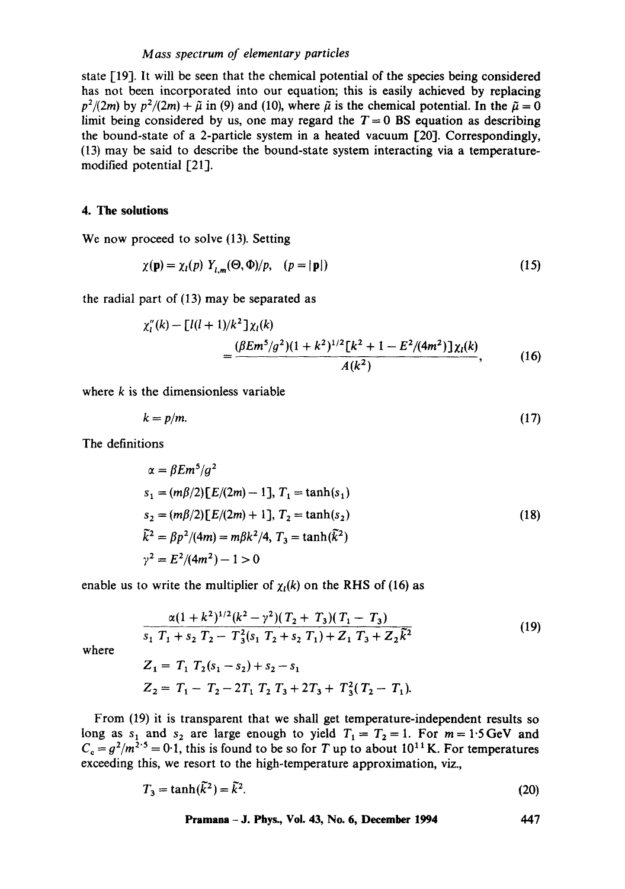state [19]. It will be seen that the chemical potential of the species being considered has not been incorporated into our equation; this is easily achieved by replacing $p^2/(2m)$ by $p^2/(2m) + \tilde{\mu}$ in (9) and (10), where $\tilde{\mu}$ is the chemical potential. In the $\tilde{\mu} = 0$ limit being considered by us, one may regard the $T = 0$ BS equation as describing the bound-state of a 2-particle system in a heated vacuum [20]. Correspondingly, (13) may be said to describe the bound-state system interacting via a temperature-modified potential [21].

### 4. The solutions

We now proceed to solve (13). Setting

$$\chi(\mathbf{p}) = \chi_l(p)\, Y_{l,m}(\Theta, \Phi)/p, \quad (p = |\mathbf{p}|) \tag{15}$$

the radial part of (13) may be separated as

$$\chi_l''(k) - [l(l+1)/k^2]\chi_l(k) = \frac{(\beta E m^5/g^2)(1 + k^2)^{1/2}[k^2 + 1 - E^2/(4m^2)]\chi_l(k)}{A(k^2)}, \tag{16}$$

where $k$ is the dimensionless variable

$$k = p/m. \tag{17}$$

The definitions

$$\begin{aligned}
\alpha &= \beta E m^5/g^2 \\
s_1 &= (m\beta/2)[E/(2m) - 1],\ T_1 = \tanh(s_1) \\
s_2 &= (m\beta/2)[E/(2m) + 1],\ T_2 = \tanh(s_2) \\
\tilde{k}^2 &= \beta p^2/(4m) = m\beta k^2/4,\ T_3 = \tanh(\tilde{k}^2) \\
\gamma^2 &= E^2/(4m^2) - 1 > 0
\end{aligned} \tag{18}$$

enable us to write the multiplier of $\chi_l(k)$ on the RHS of (16) as

$$\frac{\alpha(1 + k^2)^{1/2}(k^2 - \gamma^2)(T_2 + T_3)(T_1 - T_3)}{s_1 T_1 + s_2 T_2 - T_3^2(s_1 T_2 + s_2 T_1) + Z_1 T_3 + Z_2 \tilde{k}^2} \tag{19}$$

where

$$\begin{aligned}
Z_1 &= T_1 T_2(s_1 - s_2) + s_2 - s_1 \\
Z_2 &= T_1 - T_2 - 2T_1 T_2 T_3 + 2T_3 + T_3^2(T_2 - T_1).
\end{aligned}$$

From (19) it is transparent that we shall get temperature-independent results so long as $s_1$ and $s_2$ are large enough to yield $T_1 = T_2 = 1$. For $m = 1{\cdot}5\,\text{GeV}$ and $C_c = g^2/m^{2\cdot5} = 0{\cdot}1$, this is found to be so for $T$ up to about $10^{11}\,\text{K}$. For temperatures exceeding this, we resort to the high-temperature approximation, viz.,

$$T_3 = \tanh(\tilde{k}^2) = \tilde{k}^2. \tag{20}$$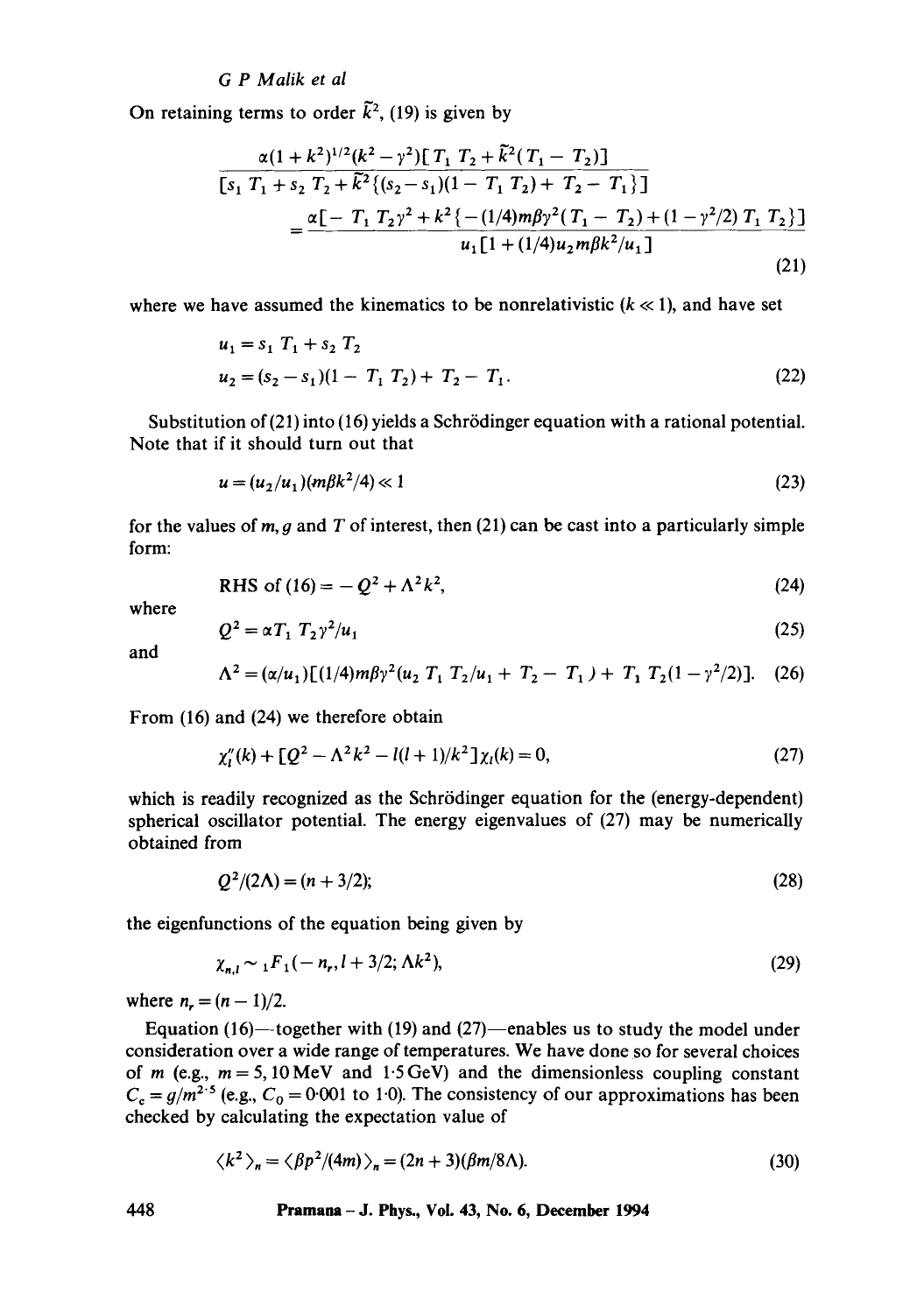On retaining terms to order $\tilde{k}^2$, (19) is given by

$$\frac{\alpha(1+k^2)^{1/2}(k^2-\gamma^2)[T_1 T_2 + \tilde{k}^2(T_1 - T_2)]}{[s_1 T_1 + s_2 T_2 + \tilde{k}^2\{(s_2 - s_1)(1 - T_1 T_2) + T_2 - T_1\}]}$$
$$= \frac{\alpha[-T_1 T_2 \gamma^2 + k^2\{-(1/4)m\beta\gamma^2(T_1 - T_2) + (1 - \gamma^2/2) T_1 T_2\}]}{u_1[1 + (1/4)u_2 m\beta k^2/u_1]} \tag{21}$$

where we have assumed the kinematics to be nonrelativistic ($k \ll 1$), and have set

$$u_1 = s_1 T_1 + s_2 T_2$$
$$u_2 = (s_2 - s_1)(1 - T_1 T_2) + T_2 - T_1. \tag{22}$$

Substitution of (21) into (16) yields a Schrödinger equation with a rational potential. Note that if it should turn out that

$$u = (u_2/u_1)(m\beta k^2/4) \ll 1 \tag{23}$$

for the values of $m, g$ and $T$ of interest, then (21) can be cast into a particularly simple form:

$$\text{RHS of (16)} = -Q^2 + \Lambda^2 k^2, \tag{24}$$

where

$$Q^2 = \alpha T_1 T_2 \gamma^2/u_1 \tag{25}$$

and

$$\Lambda^2 = (\alpha/u_1)[(1/4)m\beta\gamma^2(u_2 T_1 T_2/u_1 + T_2 - T_1) + T_1 T_2(1 - \gamma^2/2)]. \tag{26}$$

From (16) and (24) we therefore obtain

$$\chi_l''(k) + [Q^2 - \Lambda^2 k^2 - l(l+1)/k^2]\chi_l(k) = 0, \tag{27}$$

which is readily recognized as the Schrödinger equation for the (energy-dependent) spherical oscillator potential. The energy eigenvalues of (27) may be numerically obtained from

$$Q^2/(2\Lambda) = (n + 3/2); \tag{28}$$

the eigenfunctions of the equation being given by

$$\chi_{n,l} \sim {}_1F_1(-n_r, l + 3/2; \Lambda k^2), \tag{29}$$

where $n_r = (n-1)/2$.

Equation (16)—together with (19) and (27)—enables us to study the model under consideration over a wide range of temperatures. We have done so for several choices of $m$ (e.g., $m = 5, 10\,\text{MeV}$ and $1{\cdot}5\,\text{GeV}$) and the dimensionless coupling constant $C_c = g/m^{2\cdot 5}$ (e.g., $C_0 = 0{\cdot}001$ to $1{\cdot}0$). The consistency of our approximations has been checked by calculating the expectation value of

$$\langle k^2 \rangle_n = \langle \beta p^2/(4m) \rangle_n = (2n+3)(\beta m/8\Lambda). \tag{30}$$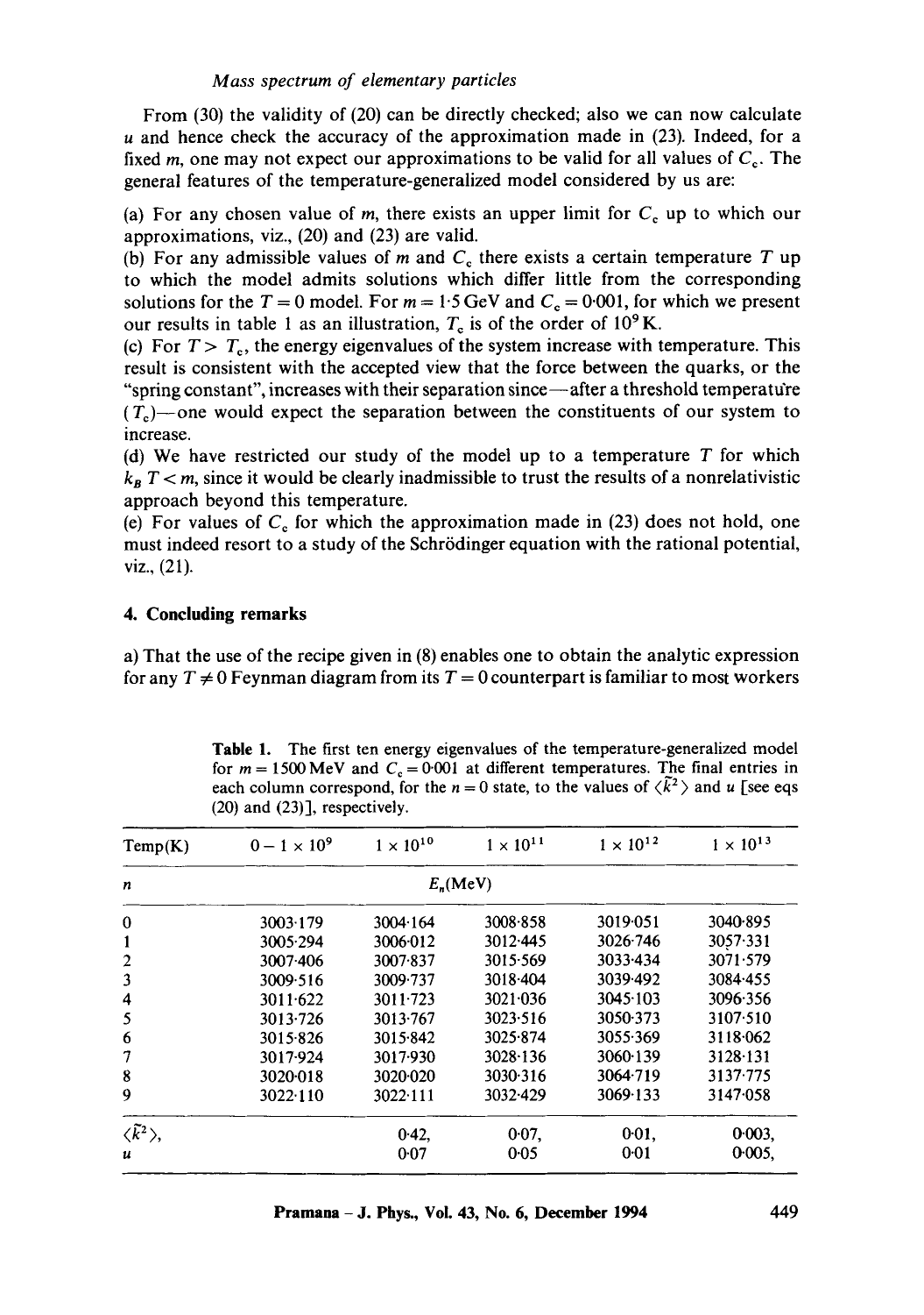From (30) the validity of (20) can be directly checked; also we can now calculate $u$ and hence check the accuracy of the approximation made in (23). Indeed, for a fixed $m$, one may not expect our approximations to be valid for all values of $C_c$. The general features of the temperature-generalized model considered by us are:

(a) For any chosen value of $m$, there exists an upper limit for $C_c$ up to which our approximations, viz., (20) and (23) are valid.

(b) For any admissible values of $m$ and $C_c$ there exists a certain temperature $T$ up to which the model admits solutions which differ little from the corresponding solutions for the $T = 0$ model. For $m = 1{\cdot}5$ GeV and $C_c = 0{\cdot}001$, for which we present our results in table 1 as an illustration, $T_c$ is of the order of $10^9$ K.

(c) For $T > T_c$, the energy eigenvalues of the system increase with temperature. This result is consistent with the accepted view that the force between the quarks, or the "spring constant", increases with their separation since—after a threshold temperature ($T_c$)—one would expect the separation between the constituents of our system to increase.

(d) We have restricted our study of the model up to a temperature $T$ for which $k_B T < m$, since it would be clearly inadmissible to trust the results of a nonrelativistic approach beyond this temperature.

(e) For values of $C_c$ for which the approximation made in (23) does not hold, one must indeed resort to a study of the Schrödinger equation with the rational potential, viz., (21).

## 4. Concluding remarks

a) That the use of the recipe given in (8) enables one to obtain the analytic expression for any $T \neq 0$ Feynman diagram from its $T = 0$ counterpart is familiar to most workers

**Table 1.** The first ten energy eigenvalues of the temperature-generalized model for $m = 1500$ MeV and $C_c = 0{\cdot}001$ at different temperatures. The final entries in each column correspond, for the $n = 0$ state, to the values of $\langle \tilde{k}^2 \rangle$ and $u$ [see eqs (20) and (23)], respectively.

| Temp(K) | $0 - 1 \times 10^9$ | $1 \times 10^{10}$ | $1 \times 10^{11}$ | $1 \times 10^{12}$ | $1 \times 10^{13}$ |
|---|---|---|---|---|---|
| $n$ | | | $E_n$(MeV) | | |
| 0 | 3003·179 | 3004·164 | 3008·858 | 3019·051 | 3040·895 |
| 1 | 3005·294 | 3006·012 | 3012·445 | 3026·746 | 3057·331 |
| 2 | 3007·406 | 3007·837 | 3015·569 | 3033·434 | 3071·579 |
| 3 | 3009·516 | 3009·737 | 3018·404 | 3039·492 | 3084·455 |
| 4 | 3011·622 | 3011·723 | 3021·036 | 3045·103 | 3096·356 |
| 5 | 3013·726 | 3013·767 | 3023·516 | 3050·373 | 3107·510 |
| 6 | 3015·826 | 3015·842 | 3025·874 | 3055·369 | 3118·062 |
| 7 | 3017·924 | 3017·930 | 3028·136 | 3060·139 | 3128·131 |
| 8 | 3020·018 | 3020·020 | 3030·316 | 3064·719 | 3137·775 |
| 9 | 3022·110 | 3022·111 | 3032·429 | 3069·133 | 3147·058 |
| $\langle \tilde{k}^2 \rangle$, | | 0·42, | 0·07, | 0·01, | 0·003, |
| $u$ | | 0·07 | 0·05 | 0·01 | 0·005, |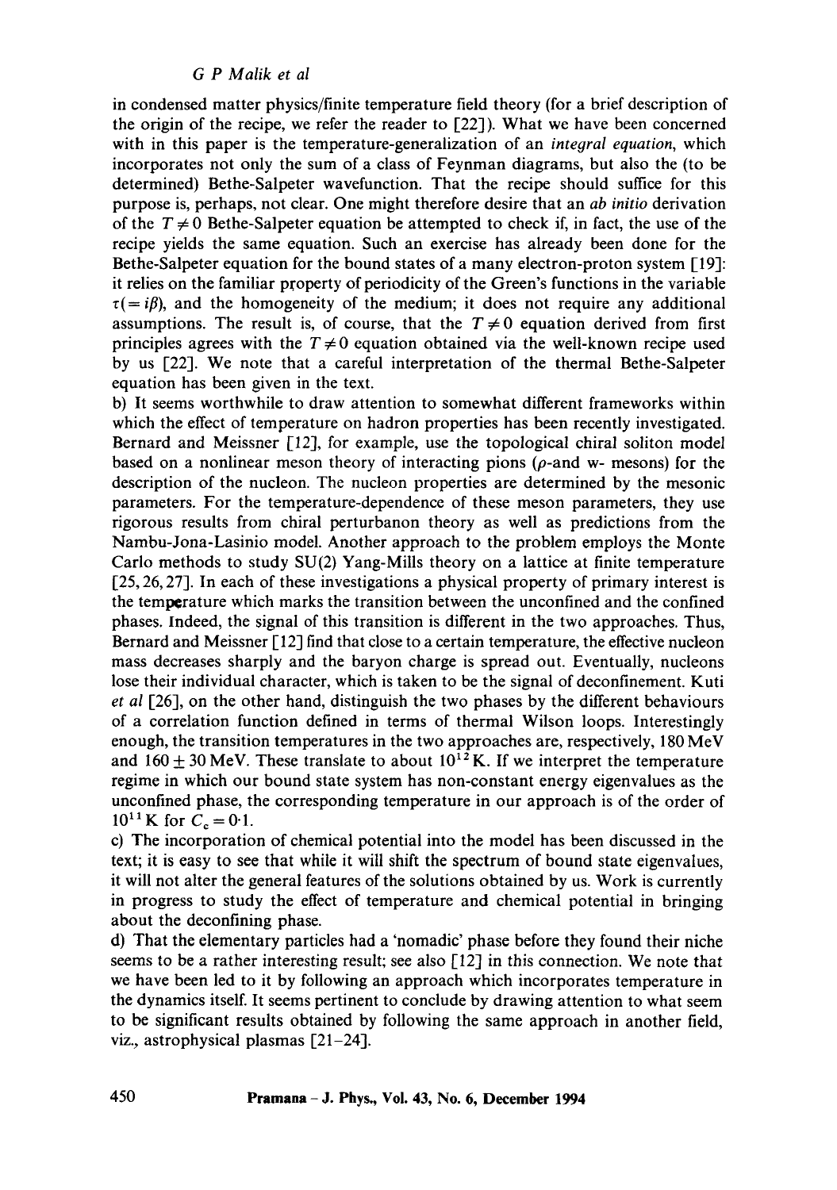in condensed matter physics/finite temperature field theory (for a brief description of the origin of the recipe, we refer the reader to [22]). What we have been concerned with in this paper is the temperature-generalization of an *integral equation*, which incorporates not only the sum of a class of Feynman diagrams, but also the (to be determined) Bethe-Salpeter wavefunction. That the recipe should suffice for this purpose is, perhaps, not clear. One might therefore desire that an *ab initio* derivation of the $T \neq 0$ Bethe-Salpeter equation be attempted to check if, in fact, the use of the recipe yields the same equation. Such an exercise has already been done for the Bethe-Salpeter equation for the bound states of a many electron-proton system [19]: it relies on the familiar property of periodicity of the Green's functions in the variable $\tau (= i\beta)$, and the homogeneity of the medium; it does not require any additional assumptions. The result is, of course, that the $T \neq 0$ equation derived from first principles agrees with the $T \neq 0$ equation obtained via the well-known recipe used by us [22]. We note that a careful interpretation of the thermal Bethe-Salpeter equation has been given in the text.

b) It seems worthwhile to draw attention to somewhat different frameworks within which the effect of temperature on hadron properties has been recently investigated. Bernard and Meissner [12], for example, use the topological chiral soliton model based on a nonlinear meson theory of interacting pions ($\rho$-and w- mesons) for the description of the nucleon. The nucleon properties are determined by the mesonic parameters. For the temperature-dependence of these meson parameters, they use rigorous results from chiral perturbanon theory as well as predictions from the Nambu-Jona-Lasinio model. Another approach to the problem employs the Monte Carlo methods to study SU(2) Yang-Mills theory on a lattice at finite temperature [25, 26, 27]. In each of these investigations a physical property of primary interest is the temperature which marks the transition between the unconfined and the confined phases. Indeed, the signal of this transition is different in the two approaches. Thus, Bernard and Meissner [12] find that close to a certain temperature, the effective nucleon mass decreases sharply and the baryon charge is spread out. Eventually, nucleons lose their individual character, which is taken to be the signal of deconfinement. Kuti *et al* [26], on the other hand, distinguish the two phases by the different behaviours of a correlation function defined in terms of thermal Wilson loops. Interestingly enough, the transition temperatures in the two approaches are, respectively, 180 MeV and $160 \pm 30$ MeV. These translate to about $10^{12}$ K. If we interpret the temperature regime in which our bound state system has non-constant energy eigenvalues as the unconfined phase, the corresponding temperature in our approach is of the order of $10^{11}$ K for $C_c = 0{\cdot}1$.

c) The incorporation of chemical potential into the model has been discussed in the text; it is easy to see that while it will shift the spectrum of bound state eigenvalues, it will not alter the general features of the solutions obtained by us. Work is currently in progress to study the effect of temperature and chemical potential in bringing about the deconfining phase.

d) That the elementary particles had a 'nomadic' phase before they found their niche seems to be a rather interesting result; see also [12] in this connection. We note that we have been led to it by following an approach which incorporates temperature in the dynamics itself. It seems pertinent to conclude by drawing attention to what seem to be significant results obtained by following the same approach in another field, viz., astrophysical plasmas [21–24].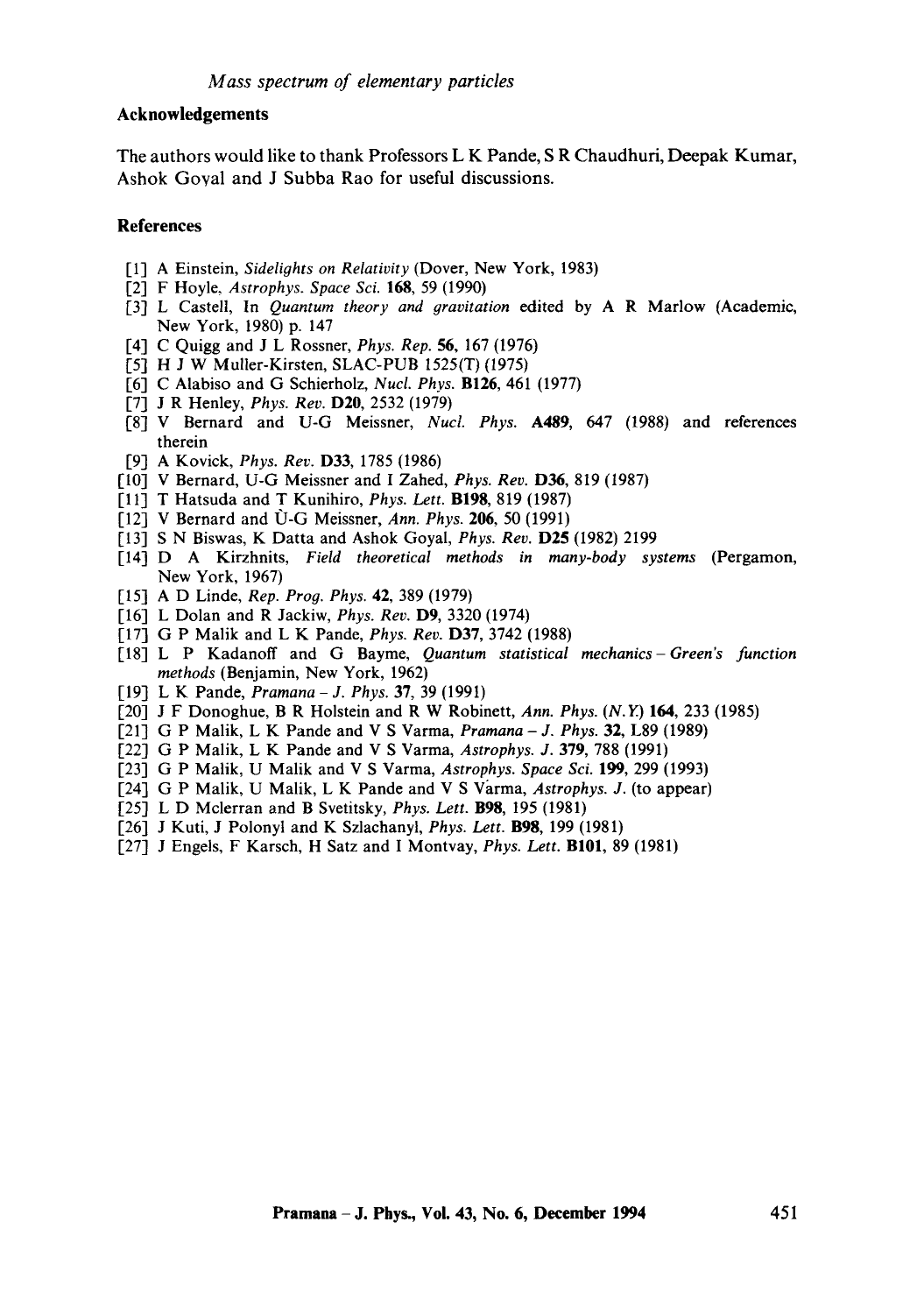## Acknowledgements

The authors would like to thank Professors L K Pande, S R Chaudhuri, Deepak Kumar, Ashok Goyal and J Subba Rao for useful discussions.

## References

[1] A Einstein, *Sidelights on Relativity* (Dover, New York, 1983)
[2] F Hoyle, *Astrophys. Space Sci.* **168**, 59 (1990)
[3] L Castell, In *Quantum theory and gravitation* edited by A R Marlow (Academic, New York, 1980) p. 147
[4] C Quigg and J L Rossner, *Phys. Rep.* **56**, 167 (1976)
[5] H J W Muller-Kirsten, SLAC-PUB 1525(T) (1975)
[6] C Alabiso and G Schierholz, *Nucl. Phys.* **B126**, 461 (1977)
[7] J R Henley, *Phys. Rev.* **D20**, 2532 (1979)
[8] V Bernard and U-G Meissner, *Nucl. Phys.* **A489**, 647 (1988) and references therein
[9] A Kovick, *Phys. Rev.* **D33**, 1785 (1986)
[10] V Bernard, U-G Meissner and I Zahed, *Phys. Rev.* **D36**, 819 (1987)
[11] T Hatsuda and T Kunihiro, *Phys. Lett.* **B198**, 819 (1987)
[12] V Bernard and Ù-G Meissner, *Ann. Phys.* **206**, 50 (1991)
[13] S N Biswas, K Datta and Ashok Goyal, *Phys. Rev.* **D25** (1982) 2199
[14] D A Kirzhnits, *Field theoretical methods in many-body systems* (Pergamon, New York, 1967)
[15] A D Linde, *Rep. Prog. Phys.* **42**, 389 (1979)
[16] L Dolan and R Jackiw, *Phys. Rev.* **D9**, 3320 (1974)
[17] G P Malik and L K Pande, *Phys. Rev.* **D37**, 3742 (1988)
[18] L P Kadanoff and G Bayme, *Quantum statistical mechanics – Green's function methods* (Benjamin, New York, 1962)
[19] L K Pande, *Pramana – J. Phys.* **37**, 39 (1991)
[20] J F Donoghue, B R Holstein and R W Robinett, *Ann. Phys. (N.Y.)* **164**, 233 (1985)
[21] G P Malik, L K Pande and V S Varma, *Pramana – J. Phys.* **32**, L89 (1989)
[22] G P Malik, L K Pande and V S Varma, *Astrophys. J.* **379**, 788 (1991)
[23] G P Malik, U Malik and V S Varma, *Astrophys. Space Sci.* **199**, 299 (1993)
[24] G P Malik, U Malik, L K Pande and V S Várma, *Astrophys. J.* (to appear)
[25] L D Mclerran and B Svetitsky, *Phys. Lett.* **B98**, 195 (1981)
[26] J Kuti, J Polonyl and K Szlachanyl, *Phys. Lett.* **B98**, 199 (1981)
[27] J Engels, F Karsch, H Satz and I Montvay, *Phys. Lett.* **B101**, 89 (1981)